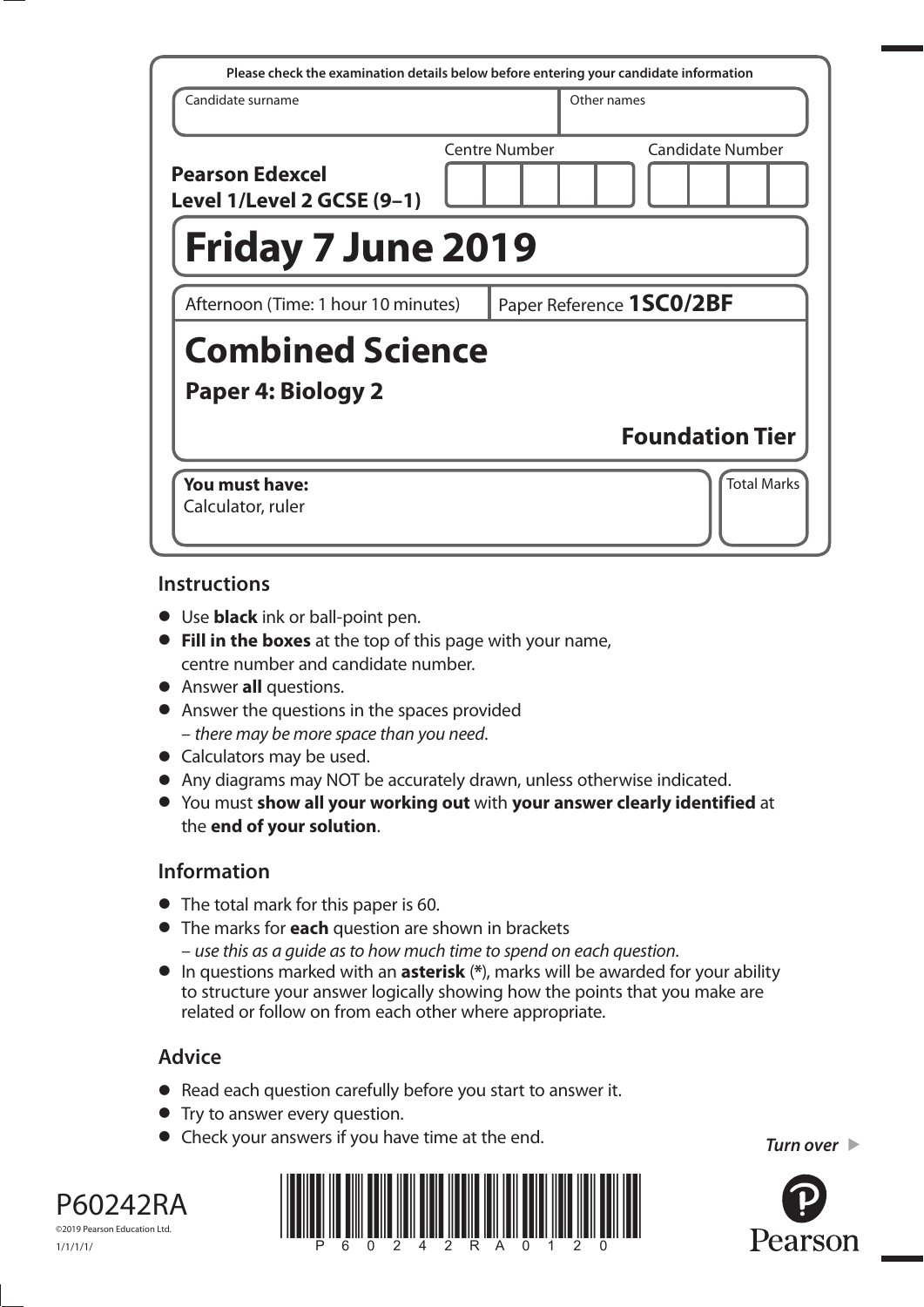Please check the examination details below before entering your candidate information

| Candidate surname | Other names |
|---|---|
| | |

**Pearson Edexcel Level 1/Level 2 GCSE (9–1)**

Centre Number | Candidate Number

# Friday 7 June 2019

Afternoon (Time: 1 hour 10 minutes) | Paper Reference **1SC0/2BF**

# Combined Science

## Paper 4: Biology 2

**Foundation Tier**

**You must have:**
Calculator, ruler

Total Marks

## Instructions

- Use **black** ink or ball-point pen.
- **Fill in the boxes** at the top of this page with your name, centre number and candidate number.
- Answer **all** questions.
- Answer the questions in the spaces provided – *there may be more space than you need*.
- Calculators may be used.
- Any diagrams may NOT be accurately drawn, unless otherwise indicated.
- You must **show all your working out** with **your answer clearly identified** at the **end of your solution**.

## Information

- The total mark for this paper is 60.
- The marks for **each** question are shown in brackets – *use this as a guide as to how much time to spend on each question*.
- In questions marked with an **asterisk** (**\***), marks will be awarded for your ability to structure your answer logically showing how the points that you make are related or follow on from each other where appropriate.

## Advice

- Read each question carefully before you start to answer it.
- Try to answer every question.
- Check your answers if you have time at the end.

*Turn over*

P60242RA
©2019 Pearson Education Ltd.
1/1/1/1/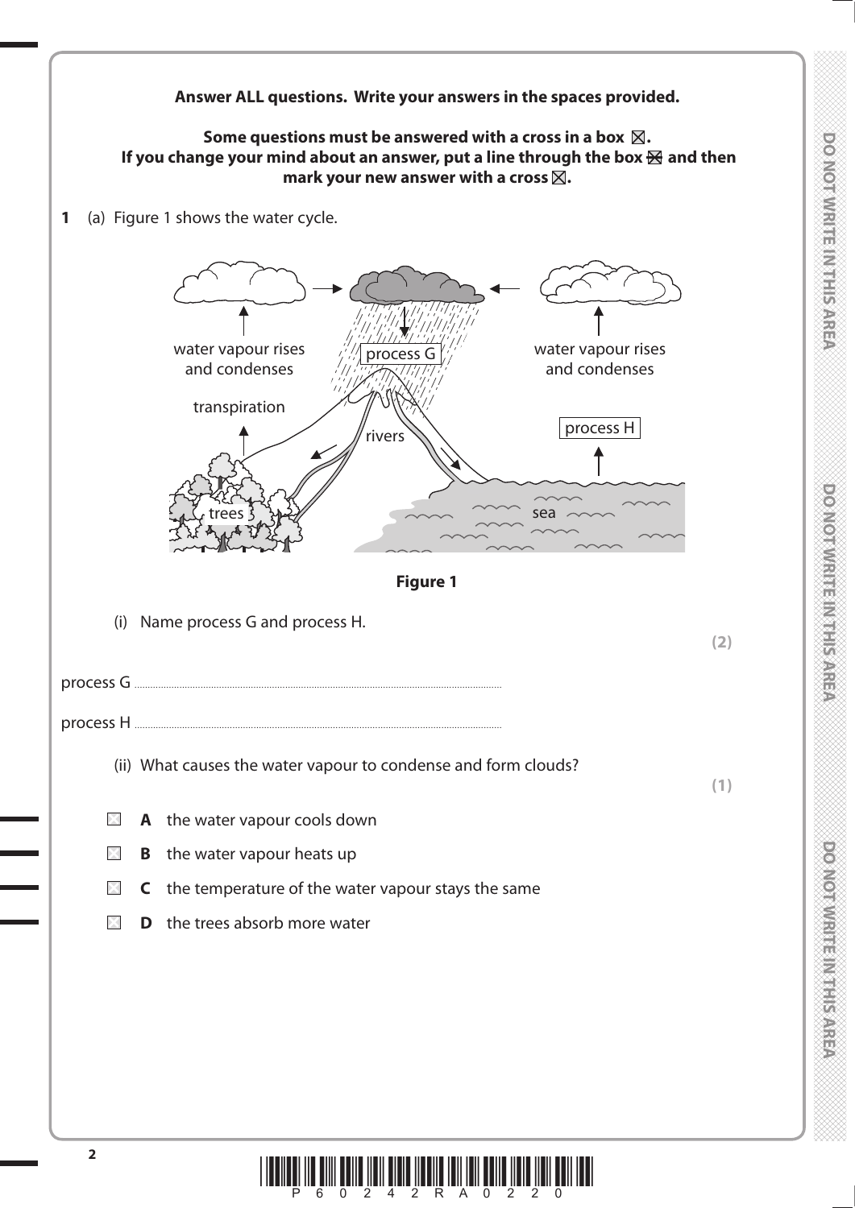**Answer ALL questions. Write your answers in the spaces provided.**

**Some questions must be answered with a cross in a box ☒. If you change your mind about an answer, put a line through the box ☒ and then mark your new answer with a cross ☒.**

**1** (a) Figure 1 shows the water cycle.

**Figure 1**

(i) Name process G and process H. **(2)**

process G ..............................................................................

process H ..............................................................................

(ii) What causes the water vapour to condense and form clouds? **(1)**

☐ **A** the water vapour cools down

☐ **B** the water vapour heats up

☐ **C** the temperature of the water vapour stays the same

☐ **D** the trees absorb more water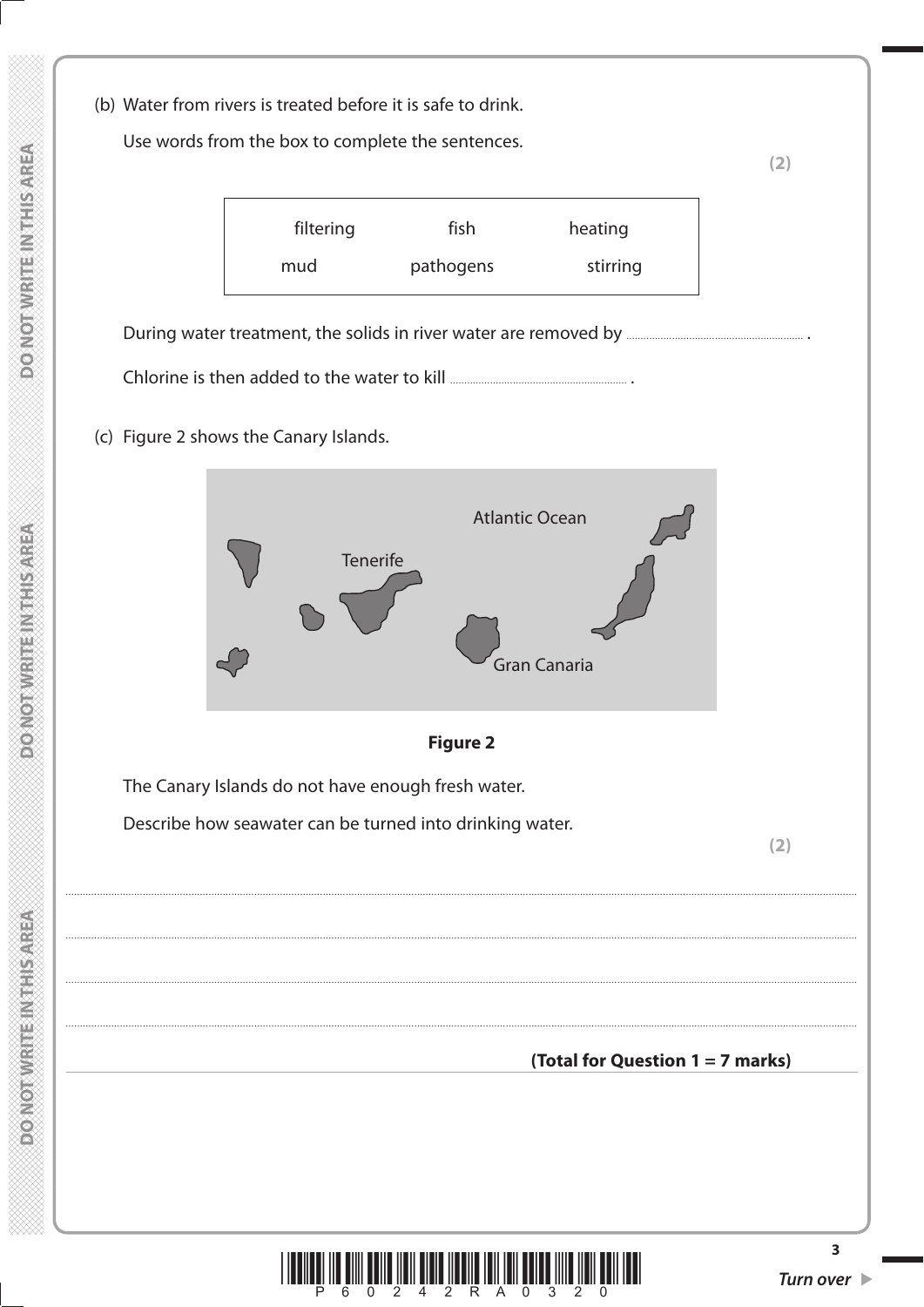(b) Water from rivers is treated before it is safe to drink.

Use words from the box to complete the sentences.

**(2)**

| filtering | fish | heating |
|---|---|---|
| mud | pathogens | stirring |

During water treatment, the solids in river water are removed by .................................................... .

Chlorine is then added to the water to kill .................................................... .

(c) Figure 2 shows the Canary Islands.

Atlantic Ocean

Tenerife

Gran Canaria

**Figure 2**

The Canary Islands do not have enough fresh water.

Describe how seawater can be turned into drinking water.

**(2)**

....................................................................................................................................................................................................................

....................................................................................................................................................................................................................

....................................................................................................................................................................................................................

....................................................................................................................................................................................................................

**(Total for Question 1 = 7 marks)**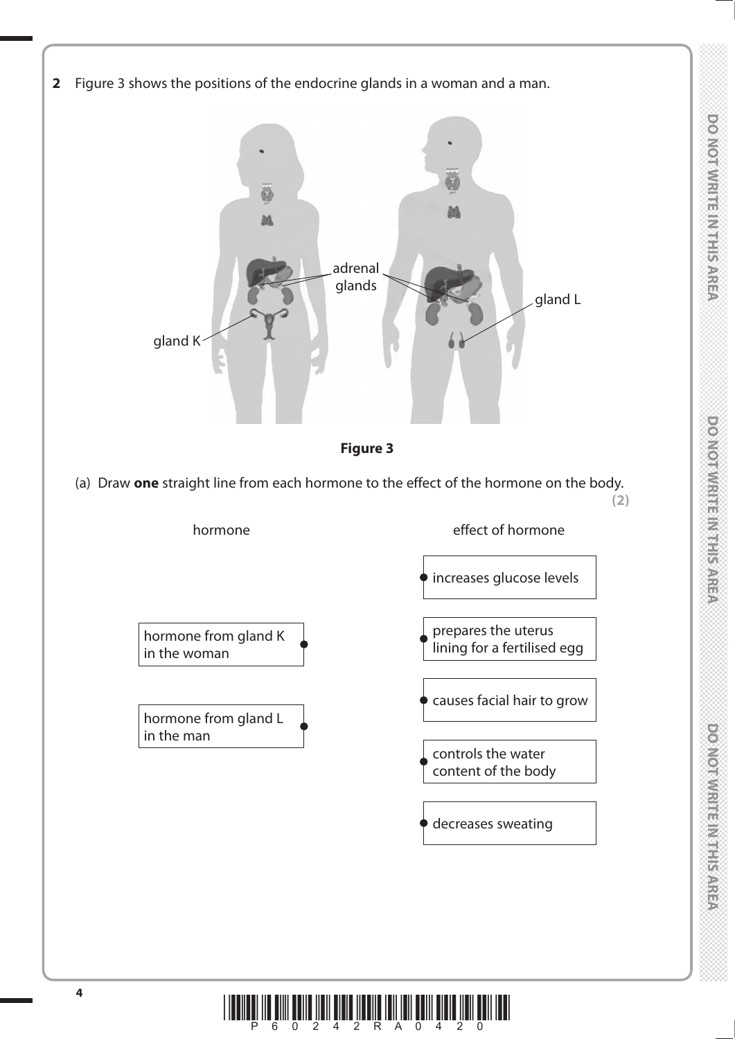**2** Figure 3 shows the positions of the endocrine glands in a woman and a man.

adrenal glands

gland K

gland L

**Figure 3**

(a) Draw **one** straight line from each hormone to the effect of the hormone on the body.

**(2)**

| hormone | effect of hormone |
|---|---|
| hormone from gland K in the woman | increases glucose levels |
| hormone from gland L in the man | prepares the uterus lining for a fertilised egg |
| | causes facial hair to grow |
| | controls the water content of the body |
| | decreases sweating |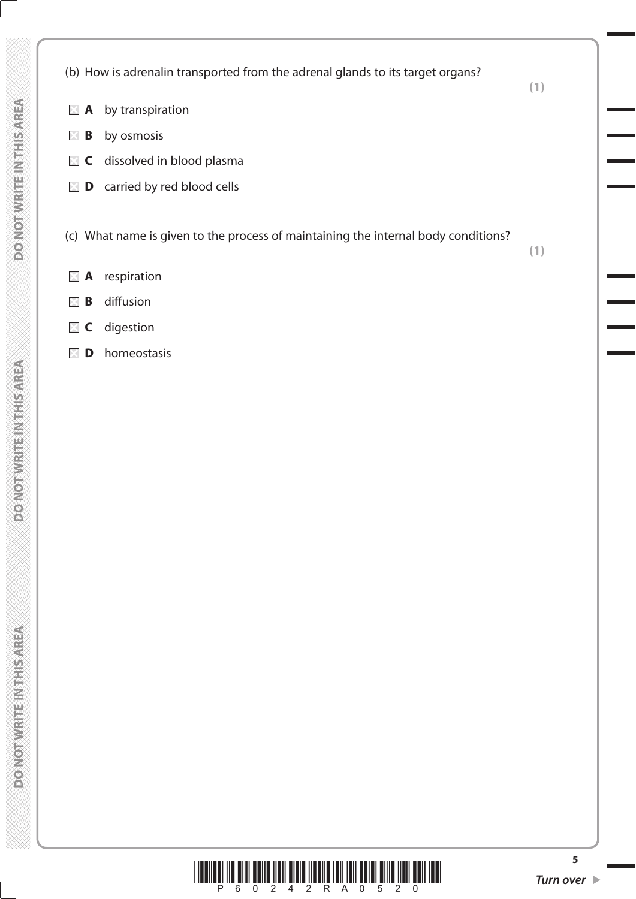(b) How is adrenalin transported from the adrenal glands to its target organs? **(1)**

- ☒ **A** by transpiration
- ☒ **B** by osmosis
- ☒ **C** dissolved in blood plasma
- ☒ **D** carried by red blood cells

(c) What name is given to the process of maintaining the internal body conditions? **(1)**

- ☒ **A** respiration
- ☒ **B** diffusion
- ☒ **C** digestion
- ☒ **D** homeostasis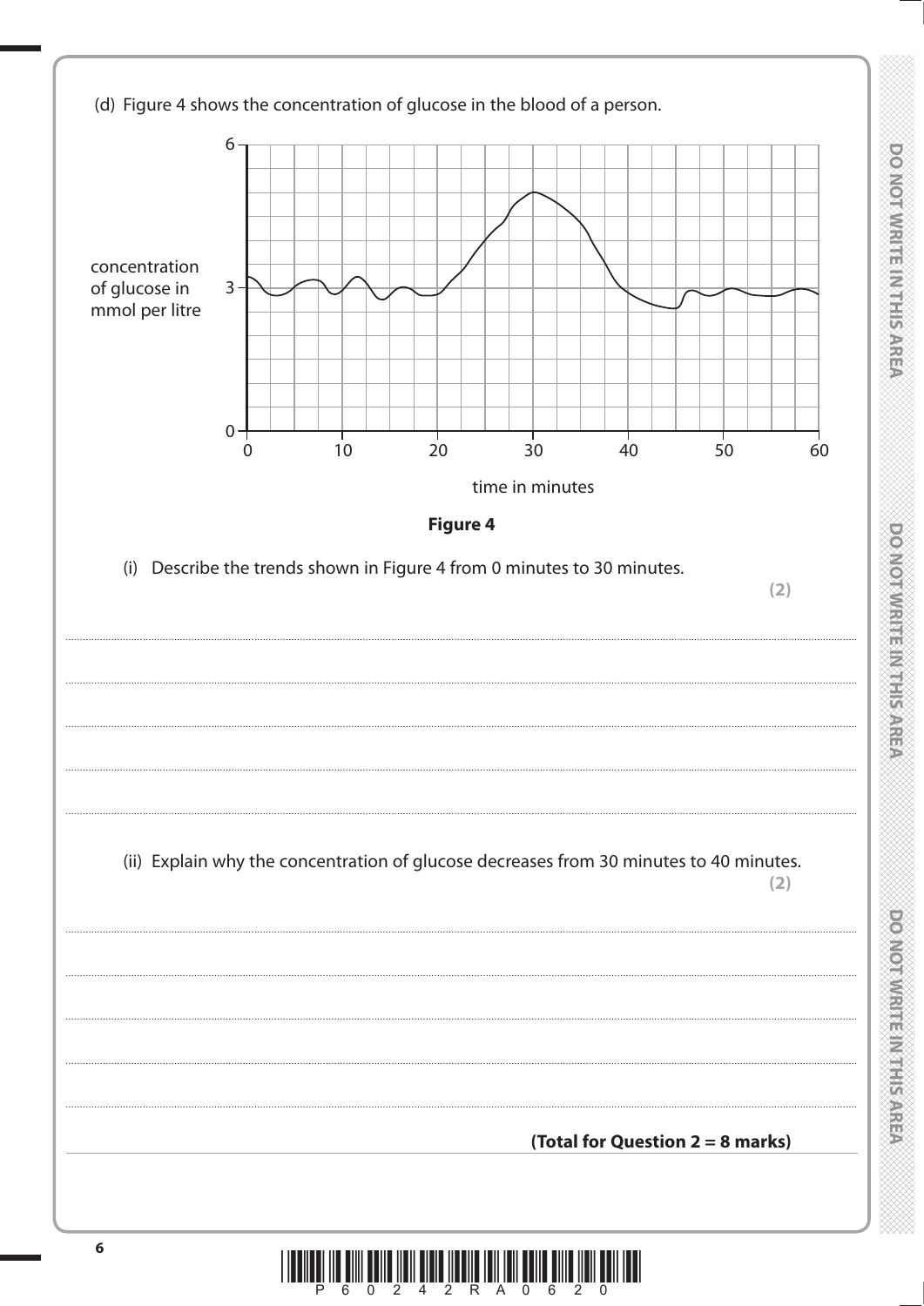(d) Figure 4 shows the concentration of glucose in the blood of a person.

**Figure 4**

(i) Describe the trends shown in Figure 4 from 0 minutes to 30 minutes.

**(2)**

.......................................................................................................................................................................................

.......................................................................................................................................................................................

.......................................................................................................................................................................................

.......................................................................................................................................................................................

(ii) Explain why the concentration of glucose decreases from 30 minutes to 40 minutes.

**(2)**

.......................................................................................................................................................................................

.......................................................................................................................................................................................

.......................................................................................................................................................................................

.......................................................................................................................................................................................

**(Total for Question 2 = 8 marks)**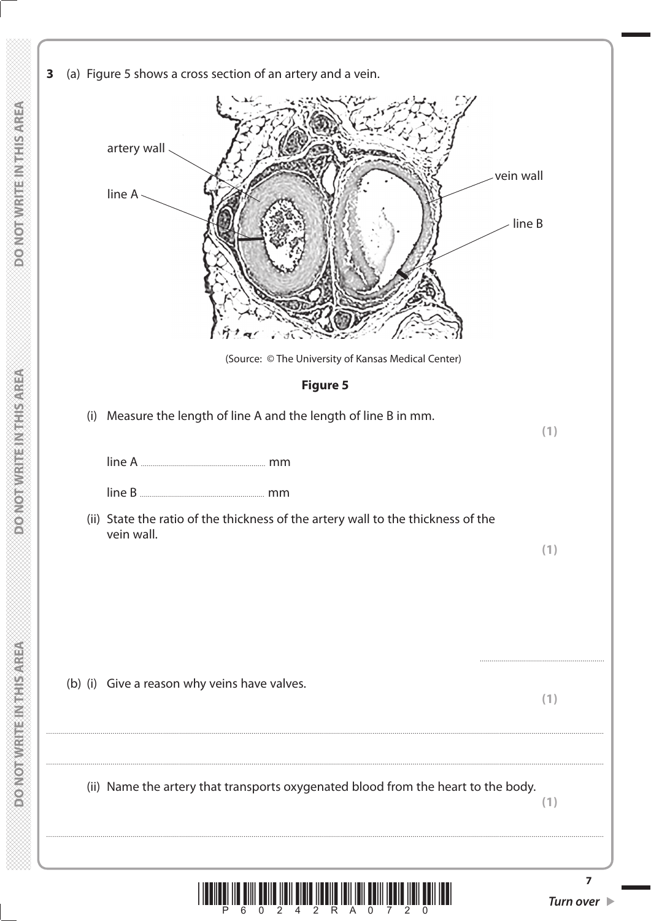**3** (a) Figure 5 shows a cross section of an artery and a vein.

artery wall

line A

vein wall

line B

(Source: © The University of Kansas Medical Center)

**Figure 5**

(i) Measure the length of line A and the length of line B in mm. **(1)**

line A ............................................ mm

line B ............................................ mm

(ii) State the ratio of the thickness of the artery wall to the thickness of the vein wall. **(1)**

............................................

(b) (i) Give a reason why veins have valves. **(1)**

....................................................................................................................................................................................................................

....................................................................................................................................................................................................................

(ii) Name the artery that transports oxygenated blood from the heart to the body. **(1)**

....................................................................................................................................................................................................................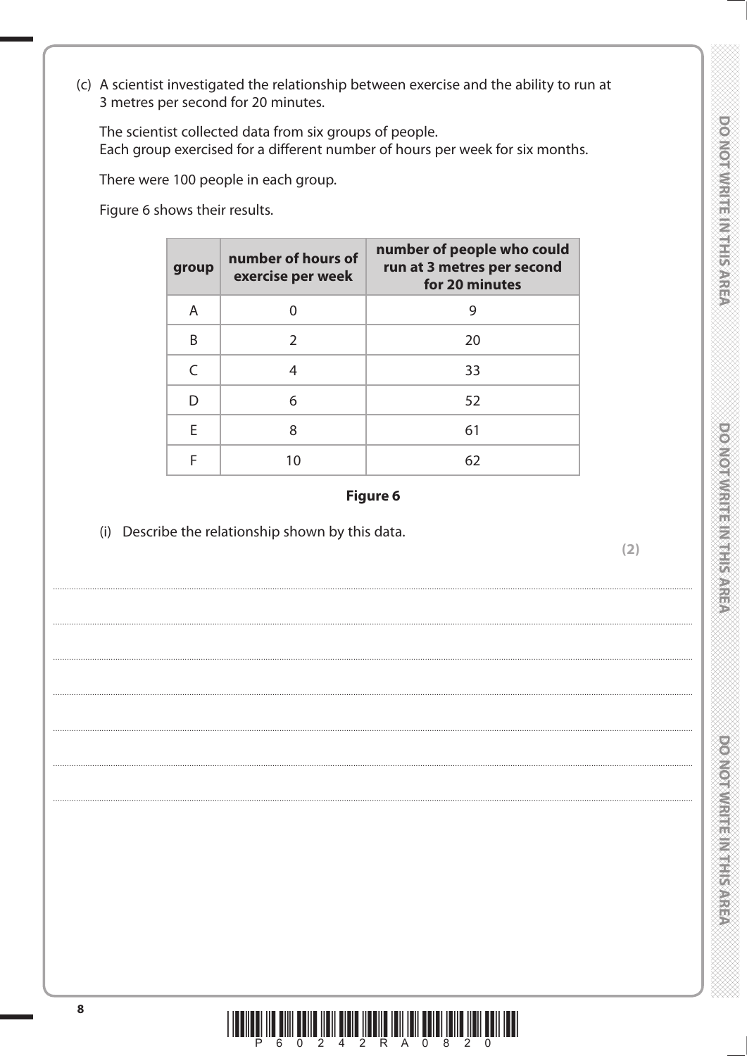(c) A scientist investigated the relationship between exercise and the ability to run at 3 metres per second for 20 minutes.

The scientist collected data from six groups of people.
Each group exercised for a different number of hours per week for six months.

There were 100 people in each group.

Figure 6 shows their results.

| group | number of hours of exercise per week | number of people who could run at 3 metres per second for 20 minutes |
|---|---|---|
| A | 0 | 9 |
| B | 2 | 20 |
| C | 4 | 33 |
| D | 6 | 52 |
| E | 8 | 61 |
| F | 10 | 62 |

**Figure 6**

(i) Describe the relationship shown by this data.

**(2)**

.......................................................................................................................................................................................................................

.......................................................................................................................................................................................................................

.......................................................................................................................................................................................................................

.......................................................................................................................................................................................................................

.......................................................................................................................................................................................................................

.......................................................................................................................................................................................................................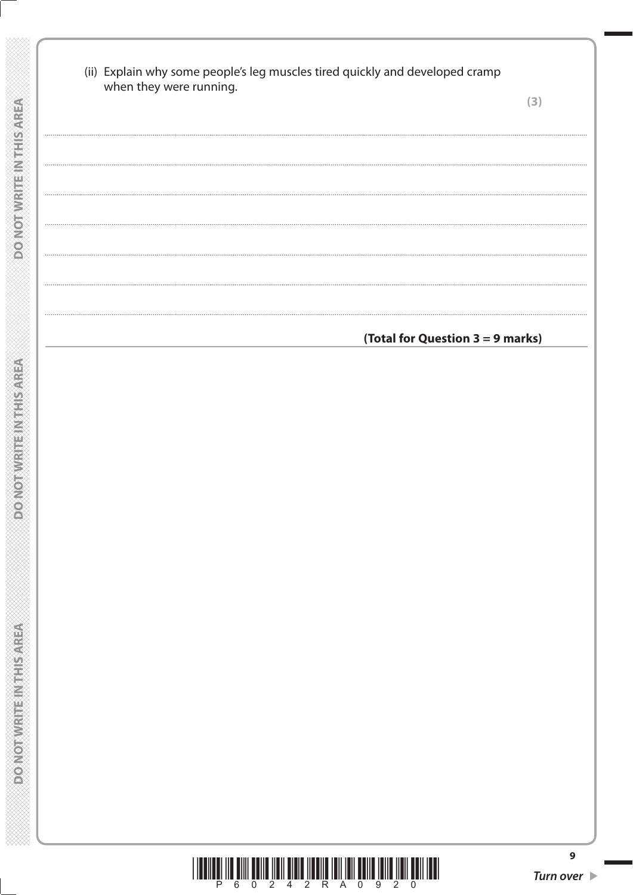(ii) Explain why some people's leg muscles tired quickly and developed cramp when they were running.

**(3)**

.......................................................................................................................................................................................

.......................................................................................................................................................................................

.......................................................................................................................................................................................

.......................................................................................................................................................................................

.......................................................................................................................................................................................

.......................................................................................................................................................................................

**(Total for Question 3 = 9 marks)**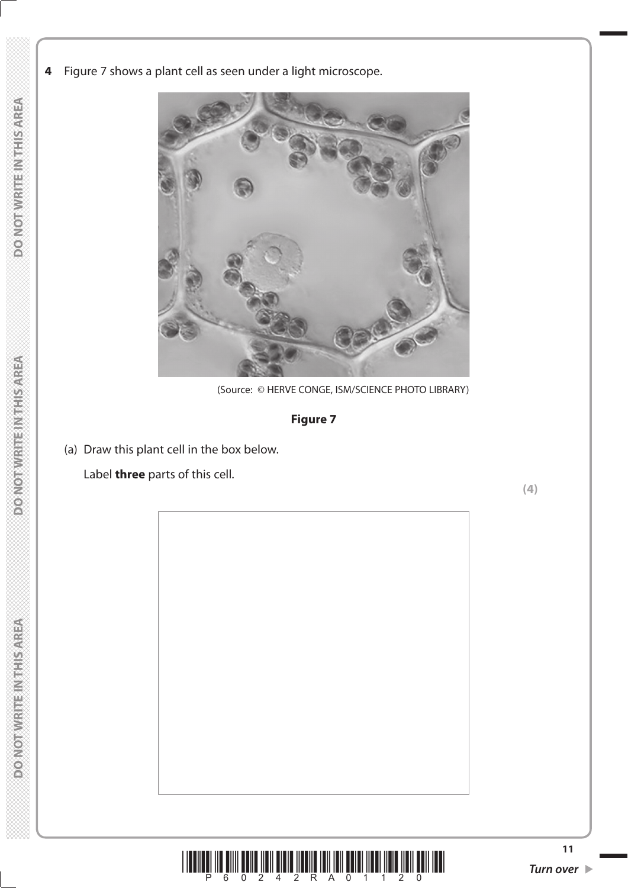**4** Figure 7 shows a plant cell as seen under a light microscope.

(Source: © HERVE CONGE, ISM/SCIENCE PHOTO LIBRARY)

**Figure 7**

(a) Draw this plant cell in the box below.

Label **three** parts of this cell.

**(4)**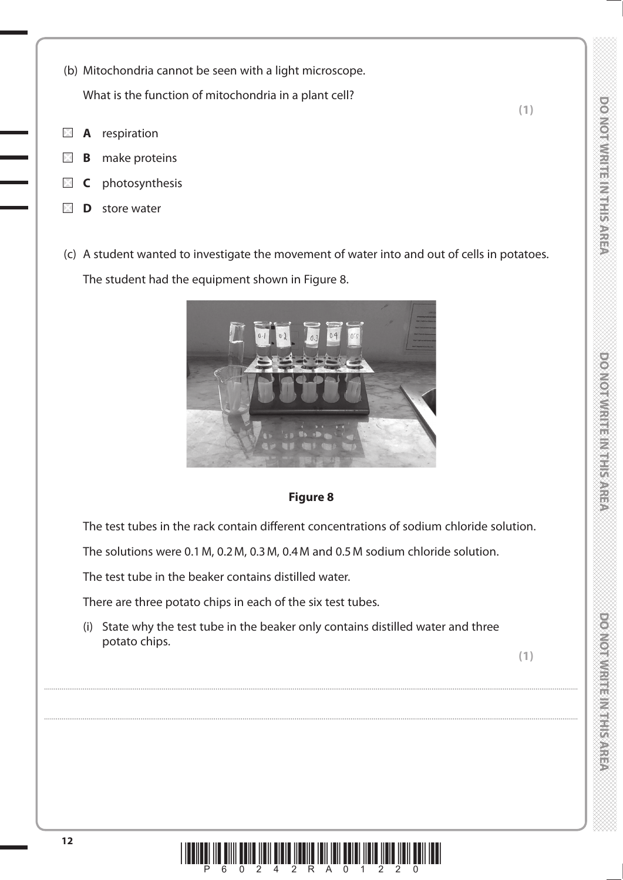(b) Mitochondria cannot be seen with a light microscope.

What is the function of mitochondria in a plant cell?

**(1)**

- ☒ **A** respiration
- ☒ **B** make proteins
- ☒ **C** photosynthesis
- ☒ **D** store water

(c) A student wanted to investigate the movement of water into and out of cells in potatoes.

The student had the equipment shown in Figure 8.

**Figure 8**

The test tubes in the rack contain different concentrations of sodium chloride solution.

The solutions were 0.1 M, 0.2 M, 0.3 M, 0.4 M and 0.5 M sodium chloride solution.

The test tube in the beaker contains distilled water.

There are three potato chips in each of the six test tubes.

(i) State why the test tube in the beaker only contains distilled water and three potato chips.

**(1)**

..............................................................................................................................................

..............................................................................................................................................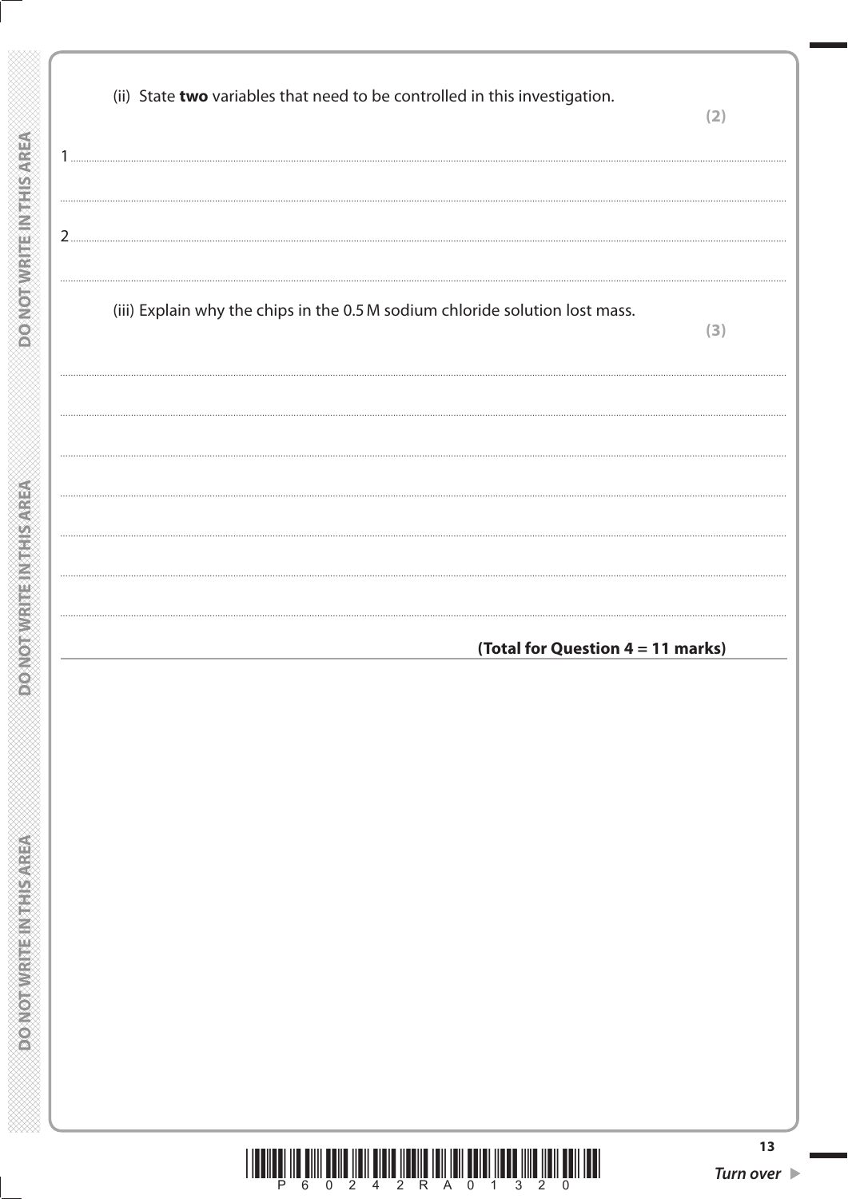(ii) State **two** variables that need to be controlled in this investigation.

**(2)**

1 ..................................................................................................................................................

..................................................................................................................................................

2 ..................................................................................................................................................

..................................................................................................................................................

(iii) Explain why the chips in the 0.5 M sodium chloride solution lost mass.

**(3)**

..................................................................................................................................................

..................................................................................................................................................

..................................................................................................................................................

..................................................................................................................................................

..................................................................................................................................................

..................................................................................................................................................

..................................................................................................................................................

**(Total for Question 4 = 11 marks)**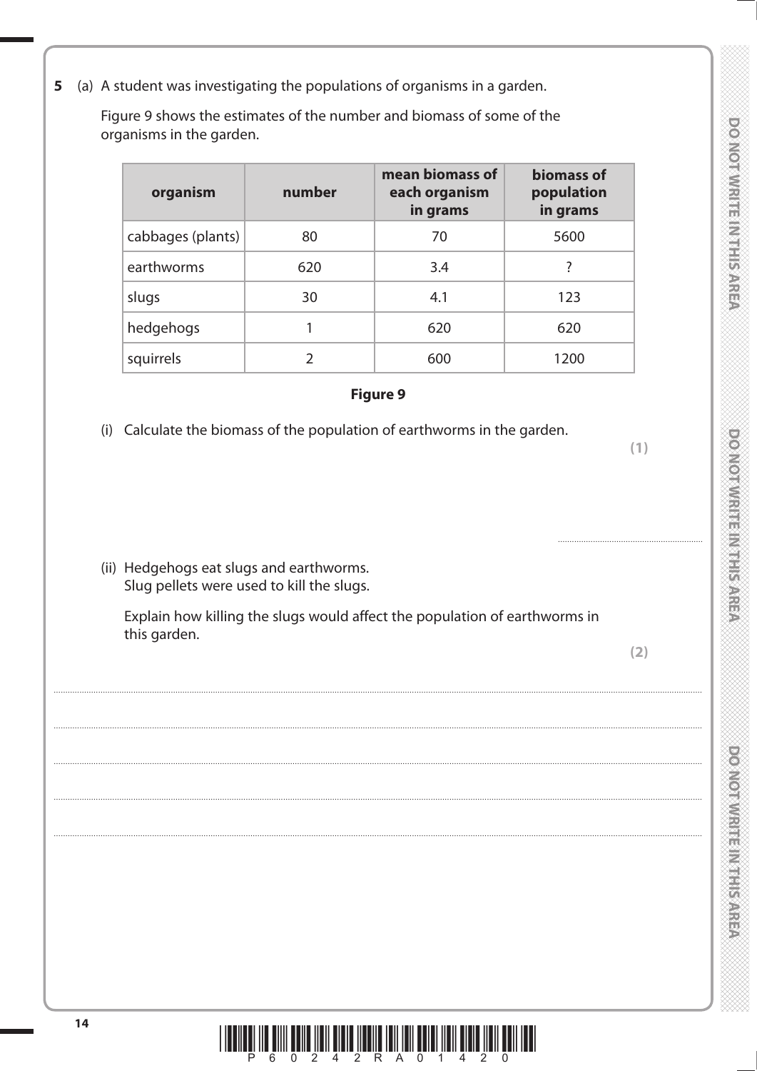**5** (a) A student was investigating the populations of organisms in a garden.

Figure 9 shows the estimates of the number and biomass of some of the organisms in the garden.

| organism | number | mean biomass of each organism in grams | biomass of population in grams |
|---|---|---|---|
| cabbages (plants) | 80 | 70 | 5600 |
| earthworms | 620 | 3.4 | ? |
| slugs | 30 | 4.1 | 123 |
| hedgehogs | 1 | 620 | 620 |
| squirrels | 2 | 600 | 1200 |

**Figure 9**

(i) Calculate the biomass of the population of earthworms in the garden.

**(1)**

..............................................................

(ii) Hedgehogs eat slugs and earthworms.
Slug pellets were used to kill the slugs.

Explain how killing the slugs would affect the population of earthworms in this garden.

**(2)**

.............................................................................................................................................

.............................................................................................................................................

.............................................................................................................................................

.............................................................................................................................................

.............................................................................................................................................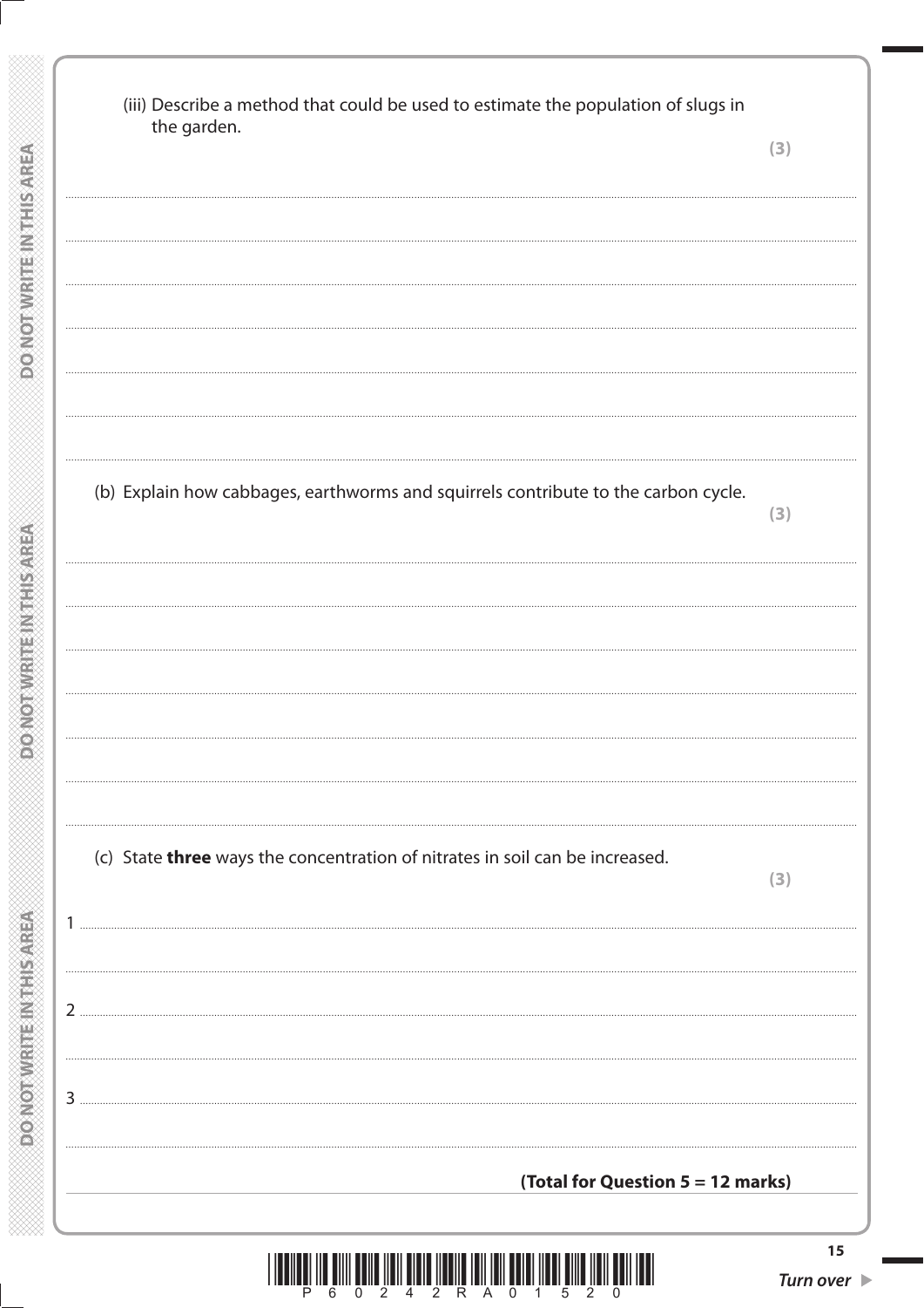(iii) Describe a method that could be used to estimate the population of slugs in the garden.

**(3)**

(b) Explain how cabbages, earthworms and squirrels contribute to the carbon cycle.

**(3)**

(c) State **three** ways the concentration of nitrates in soil can be increased.

**(3)**

1

2

3

**(Total for Question 5 = 12 marks)**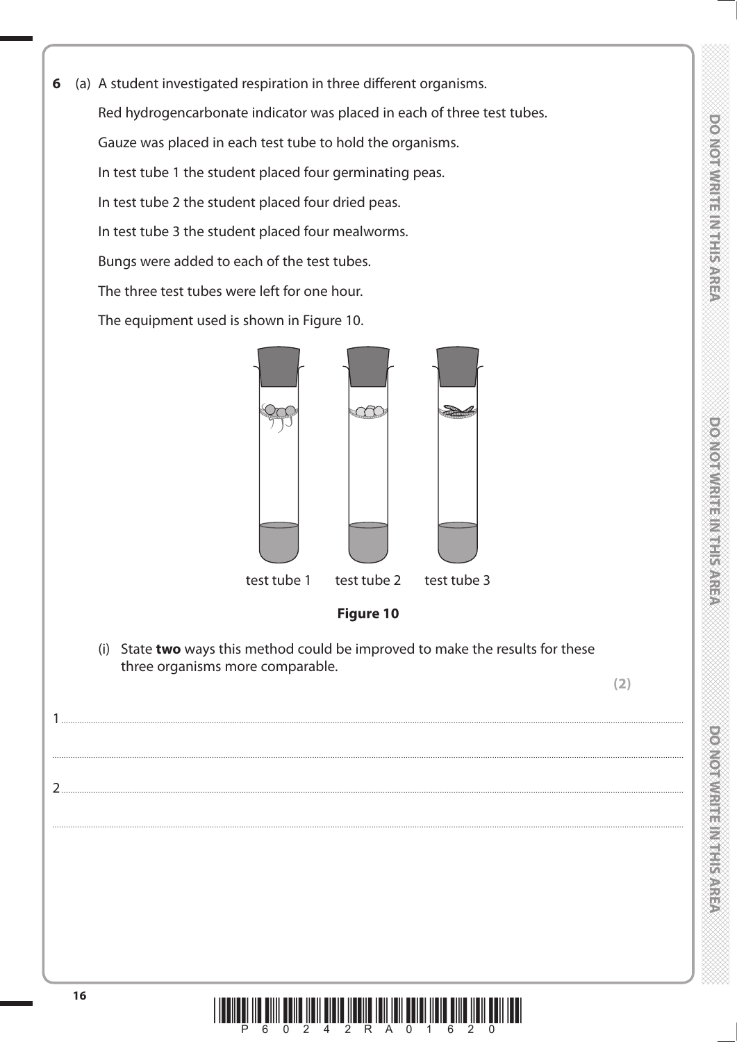**6** (a) A student investigated respiration in three different organisms.

Red hydrogencarbonate indicator was placed in each of three test tubes.

Gauze was placed in each test tube to hold the organisms.

In test tube 1 the student placed four germinating peas.

In test tube 2 the student placed four dried peas.

In test tube 3 the student placed four mealworms.

Bungs were added to each of the test tubes.

The three test tubes were left for one hour.

The equipment used is shown in Figure 10.

test tube 1 test tube 2 test tube 3

**Figure 10**

(i) State **two** ways this method could be improved to make the results for these three organisms more comparable.

**(2)**

1 .....................................................................................................................................................

.....................................................................................................................................................

2 .....................................................................................................................................................

.....................................................................................................................................................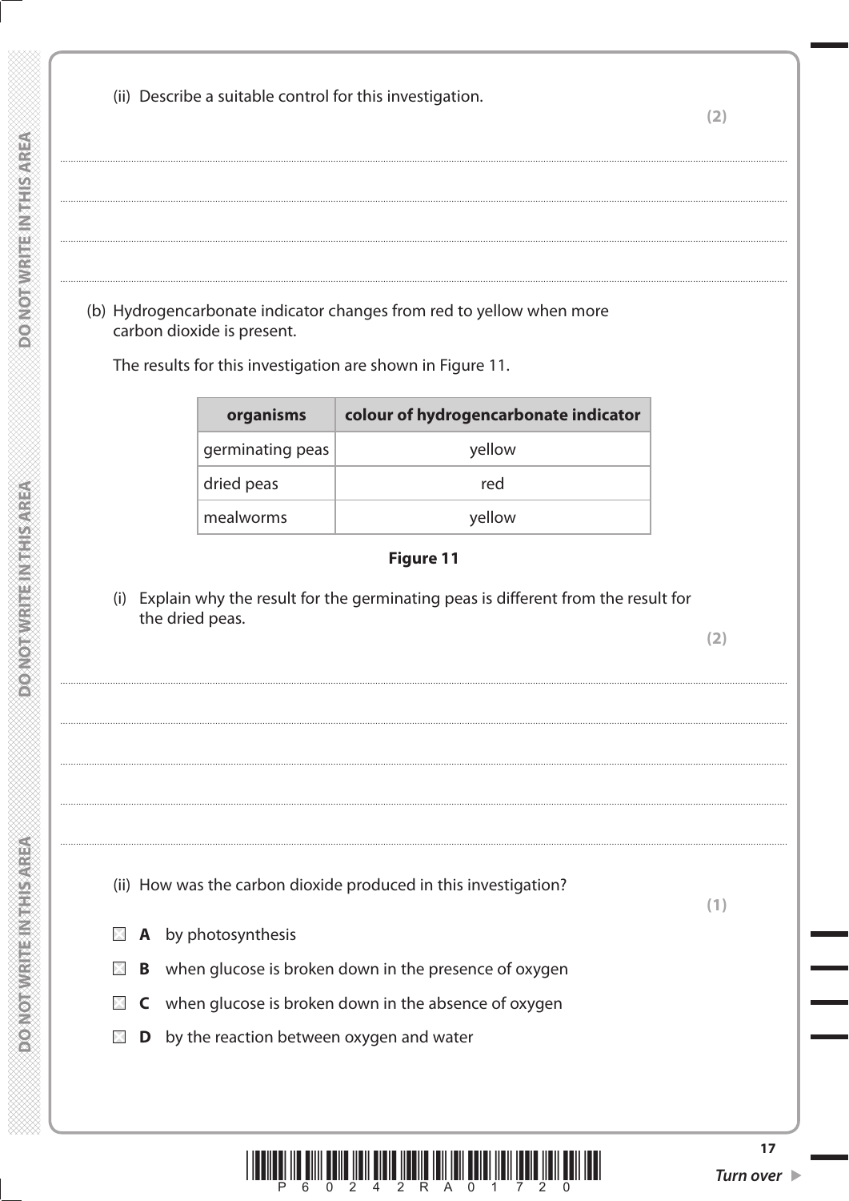(ii) Describe a suitable control for this investigation.

**(2)**

..........................................................................................................................................................................................................

..........................................................................................................................................................................................................

..........................................................................................................................................................................................................

..........................................................................................................................................................................................................

(b) Hydrogencarbonate indicator changes from red to yellow when more carbon dioxide is present.

The results for this investigation are shown in Figure 11.

| organisms | colour of hydrogencarbonate indicator |
| --- | --- |
| germinating peas | yellow |
| dried peas | red |
| mealworms | yellow |

**Figure 11**

(i) Explain why the result for the germinating peas is different from the result for the dried peas.

**(2)**

..........................................................................................................................................................................................................

..........................................................................................................................................................................................................

..........................................................................................................................................................................................................

..........................................................................................................................................................................................................

(ii) How was the carbon dioxide produced in this investigation?

**(1)**

- ☒ **A** by photosynthesis
- ☒ **B** when glucose is broken down in the presence of oxygen
- ☒ **C** when glucose is broken down in the absence of oxygen
- ☒ **D** by the reaction between oxygen and water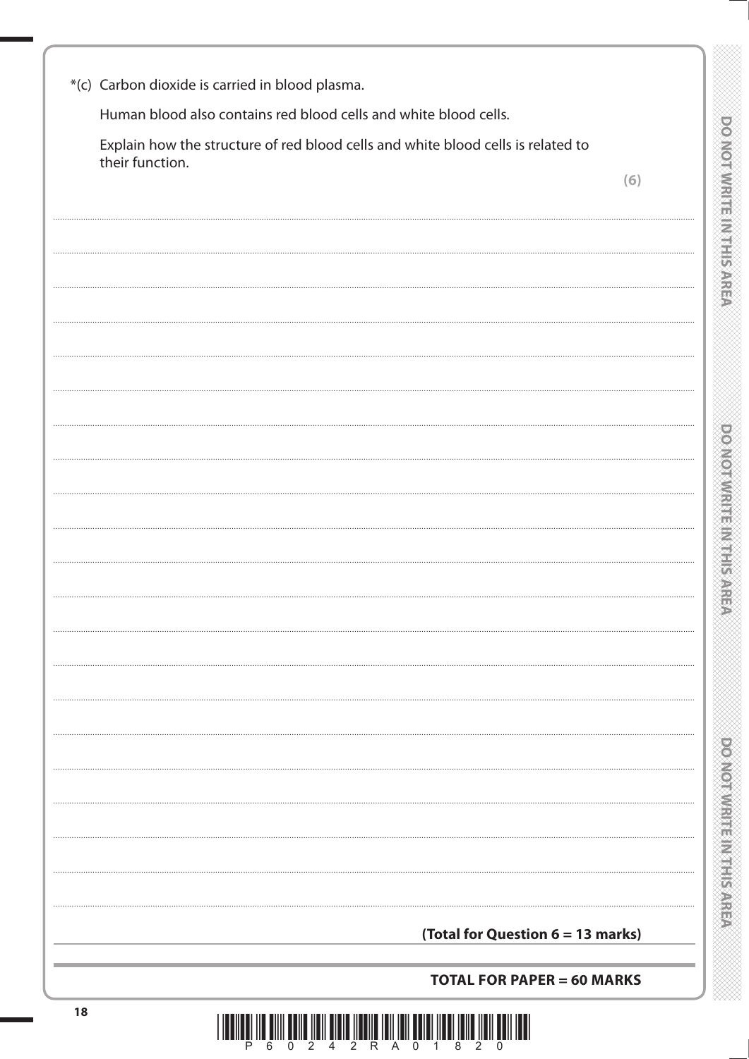*(c) Carbon dioxide is carried in blood plasma.

Human blood also contains red blood cells and white blood cells.

Explain how the structure of red blood cells and white blood cells is related to their function.

**(6)**

**(Total for Question 6 = 13 marks)**

**TOTAL FOR PAPER = 60 MARKS**